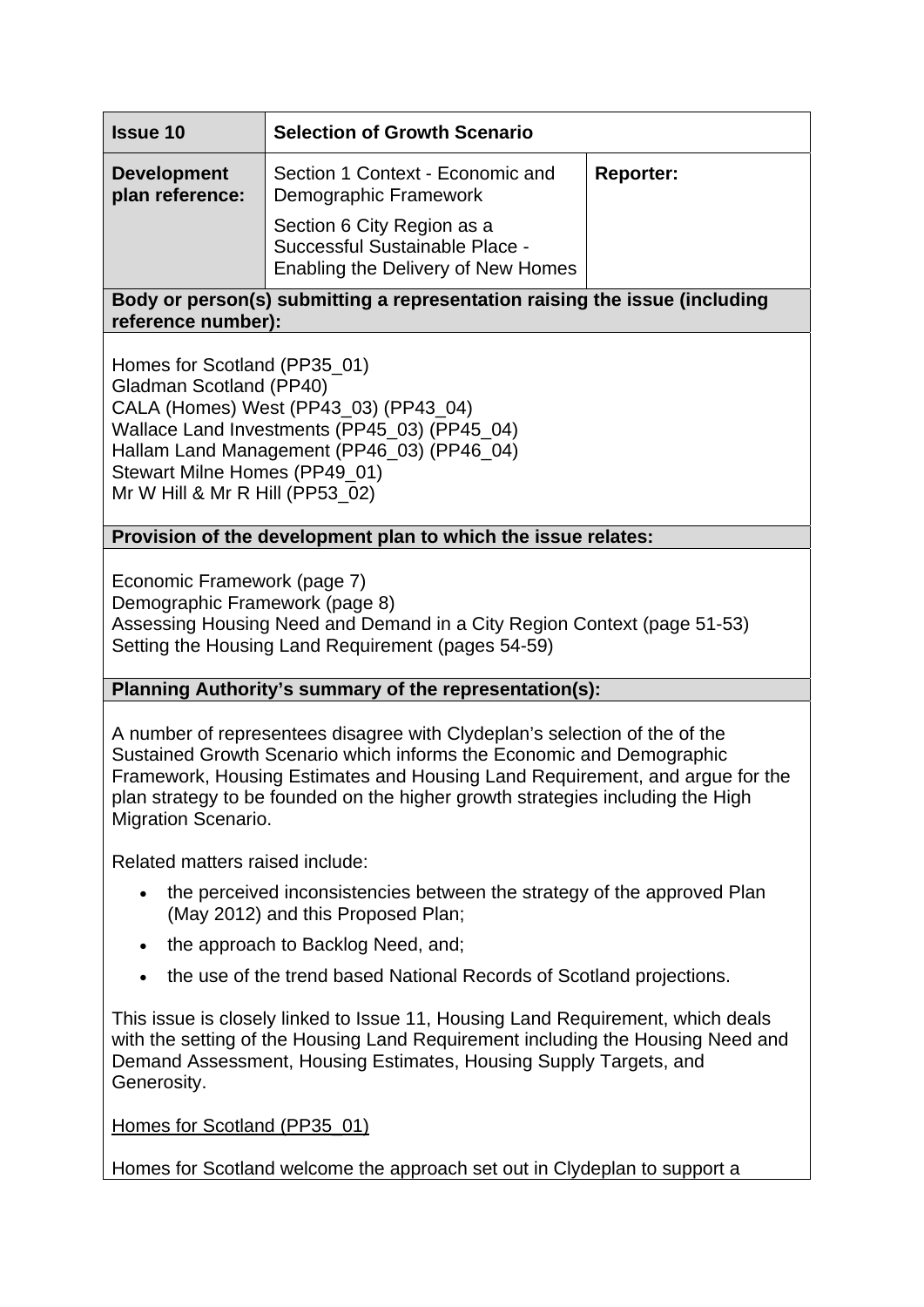| **Issue 10** | **Selection of Growth Scenario** | |
|---|---|---|
| **Development plan reference:** | Section 1 Context - Economic and Demographic Framework<br><br>Section 6 City Region as a Successful Sustainable Place - Enabling the Delivery of New Homes | **Reporter:** |

**Body or person(s) submitting a representation raising the issue (including reference number):**

Homes for Scotland (PP35_01)
Gladman Scotland (PP40)
CALA (Homes) West (PP43_03) (PP43_04)
Wallace Land Investments (PP45_03) (PP45_04)
Hallam Land Management (PP46_03) (PP46_04)
Stewart Milne Homes (PP49_01)
Mr W Hill & Mr R Hill (PP53_02)

**Provision of the development plan to which the issue relates:**

Economic Framework (page 7)
Demographic Framework (page 8)
Assessing Housing Need and Demand in a City Region Context (page 51-53)
Setting the Housing Land Requirement (pages 54-59)

**Planning Authority's summary of the representation(s):**

A number of representees disagree with Clydeplan's selection of the of the Sustained Growth Scenario which informs the Economic and Demographic Framework, Housing Estimates and Housing Land Requirement, and argue for the plan strategy to be founded on the higher growth strategies including the High Migration Scenario.

Related matters raised include:

- the perceived inconsistencies between the strategy of the approved Plan (May 2012) and this Proposed Plan;
- the approach to Backlog Need, and;
- the use of the trend based National Records of Scotland projections.

This issue is closely linked to Issue 11, Housing Land Requirement, which deals with the setting of the Housing Land Requirement including the Housing Need and Demand Assessment, Housing Estimates, Housing Supply Targets, and Generosity.

Homes for Scotland (PP35_01)

Homes for Scotland welcome the approach set out in Clydeplan to support a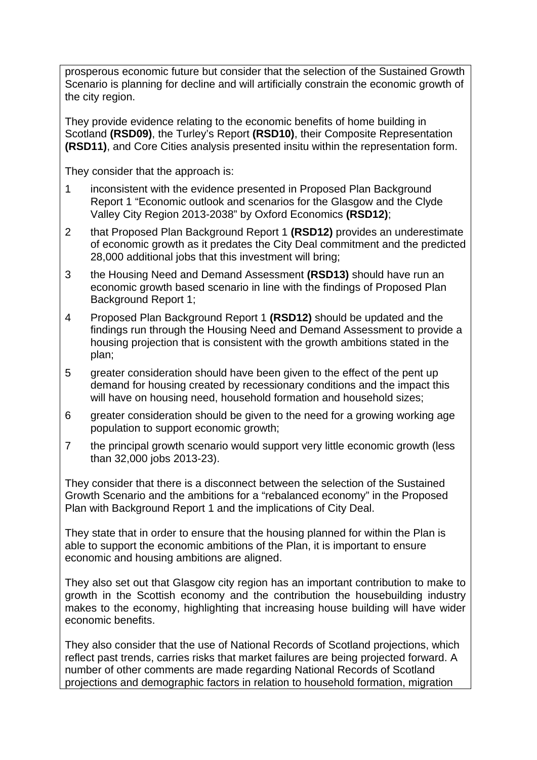prosperous economic future but consider that the selection of the Sustained Growth Scenario is planning for decline and will artificially constrain the economic growth of the city region.

They provide evidence relating to the economic benefits of home building in Scotland **(RSD09)**, the Turley's Report **(RSD10)**, their Composite Representation **(RSD11)**, and Core Cities analysis presented insitu within the representation form.

They consider that the approach is:

1. inconsistent with the evidence presented in Proposed Plan Background Report 1 "Economic outlook and scenarios for the Glasgow and the Clyde Valley City Region 2013-2038" by Oxford Economics **(RSD12)**;
2. that Proposed Plan Background Report 1 **(RSD12)** provides an underestimate of economic growth as it predates the City Deal commitment and the predicted 28,000 additional jobs that this investment will bring;
3. the Housing Need and Demand Assessment **(RSD13)** should have run an economic growth based scenario in line with the findings of Proposed Plan Background Report 1;
4. Proposed Plan Background Report 1 **(RSD12)** should be updated and the findings run through the Housing Need and Demand Assessment to provide a housing projection that is consistent with the growth ambitions stated in the plan;
5. greater consideration should have been given to the effect of the pent up demand for housing created by recessionary conditions and the impact this will have on housing need, household formation and household sizes;
6. greater consideration should be given to the need for a growing working age population to support economic growth;
7. the principal growth scenario would support very little economic growth (less than 32,000 jobs 2013-23).

They consider that there is a disconnect between the selection of the Sustained Growth Scenario and the ambitions for a "rebalanced economy" in the Proposed Plan with Background Report 1 and the implications of City Deal.

They state that in order to ensure that the housing planned for within the Plan is able to support the economic ambitions of the Plan, it is important to ensure economic and housing ambitions are aligned.

They also set out that Glasgow city region has an important contribution to make to growth in the Scottish economy and the contribution the housebuilding industry makes to the economy, highlighting that increasing house building will have wider economic benefits.

They also consider that the use of National Records of Scotland projections, which reflect past trends, carries risks that market failures are being projected forward. A number of other comments are made regarding National Records of Scotland projections and demographic factors in relation to household formation, migration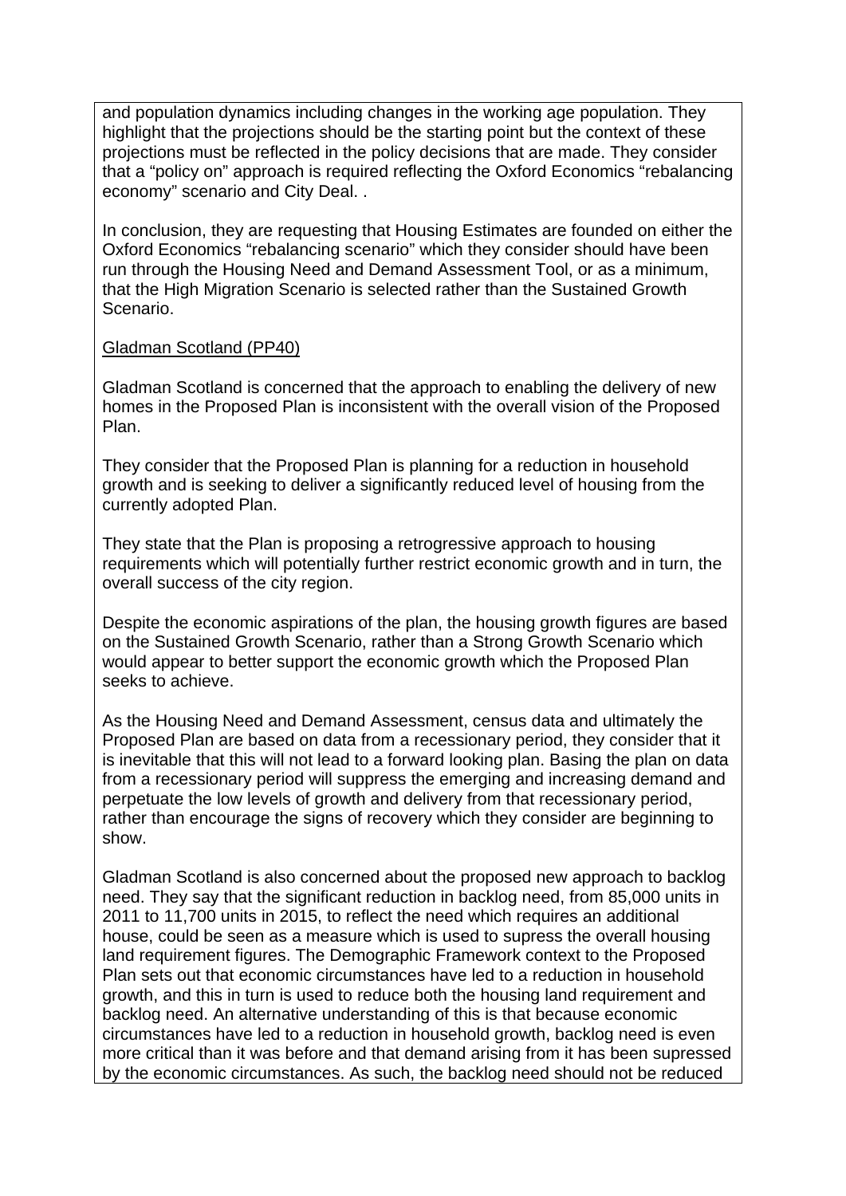and population dynamics including changes in the working age population. They highlight that the projections should be the starting point but the context of these projections must be reflected in the policy decisions that are made. They consider that a "policy on" approach is required reflecting the Oxford Economics "rebalancing economy" scenario and City Deal. .

In conclusion, they are requesting that Housing Estimates are founded on either the Oxford Economics "rebalancing scenario" which they consider should have been run through the Housing Need and Demand Assessment Tool, or as a minimum, that the High Migration Scenario is selected rather than the Sustained Growth Scenario.

<u>Gladman Scotland (PP40)</u>

Gladman Scotland is concerned that the approach to enabling the delivery of new homes in the Proposed Plan is inconsistent with the overall vision of the Proposed Plan.

They consider that the Proposed Plan is planning for a reduction in household growth and is seeking to deliver a significantly reduced level of housing from the currently adopted Plan.

They state that the Plan is proposing a retrogressive approach to housing requirements which will potentially further restrict economic growth and in turn, the overall success of the city region.

Despite the economic aspirations of the plan, the housing growth figures are based on the Sustained Growth Scenario, rather than a Strong Growth Scenario which would appear to better support the economic growth which the Proposed Plan seeks to achieve.

As the Housing Need and Demand Assessment, census data and ultimately the Proposed Plan are based on data from a recessionary period, they consider that it is inevitable that this will not lead to a forward looking plan. Basing the plan on data from a recessionary period will suppress the emerging and increasing demand and perpetuate the low levels of growth and delivery from that recessionary period, rather than encourage the signs of recovery which they consider are beginning to show.

Gladman Scotland is also concerned about the proposed new approach to backlog need. They say that the significant reduction in backlog need, from 85,000 units in 2011 to 11,700 units in 2015, to reflect the need which requires an additional house, could be seen as a measure which is used to supress the overall housing land requirement figures. The Demographic Framework context to the Proposed Plan sets out that economic circumstances have led to a reduction in household growth, and this in turn is used to reduce both the housing land requirement and backlog need. An alternative understanding of this is that because economic circumstances have led to a reduction in household growth, backlog need is even more critical than it was before and that demand arising from it has been supressed by the economic circumstances. As such, the backlog need should not be reduced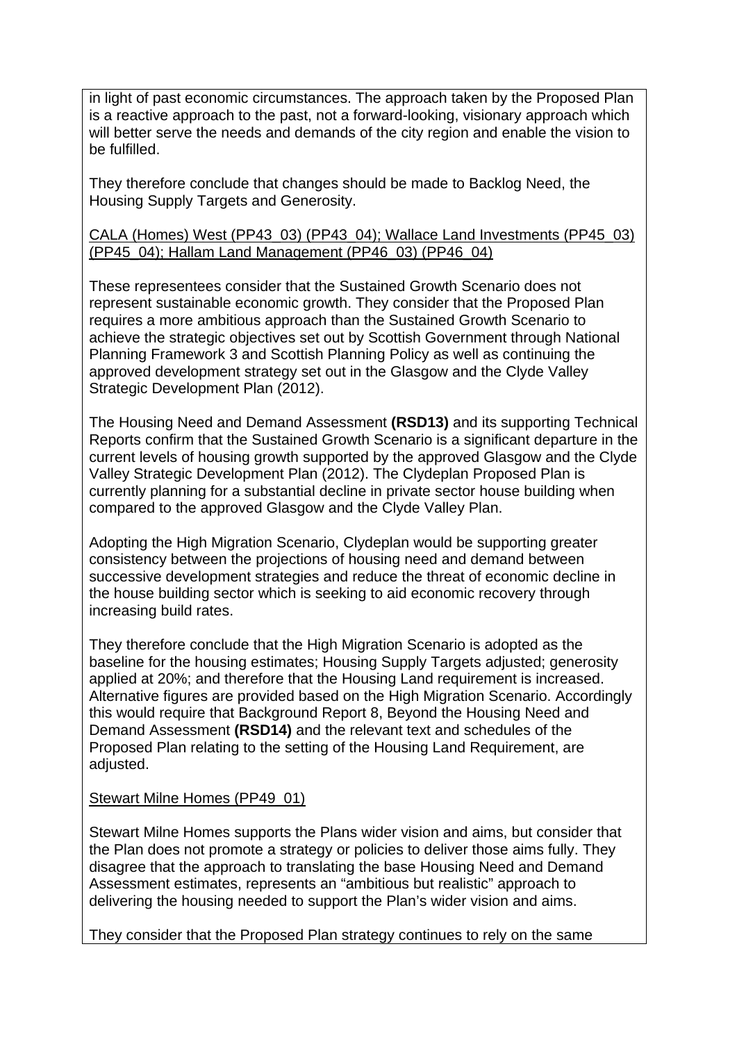in light of past economic circumstances. The approach taken by the Proposed Plan is a reactive approach to the past, not a forward-looking, visionary approach which will better serve the needs and demands of the city region and enable the vision to be fulfilled.

They therefore conclude that changes should be made to Backlog Need, the Housing Supply Targets and Generosity.

CALA (Homes) West (PP43_03) (PP43_04); Wallace Land Investments (PP45_03) (PP45_04); Hallam Land Management (PP46_03) (PP46_04)

These representees consider that the Sustained Growth Scenario does not represent sustainable economic growth. They consider that the Proposed Plan requires a more ambitious approach than the Sustained Growth Scenario to achieve the strategic objectives set out by Scottish Government through National Planning Framework 3 and Scottish Planning Policy as well as continuing the approved development strategy set out in the Glasgow and the Clyde Valley Strategic Development Plan (2012).

The Housing Need and Demand Assessment **(RSD13)** and its supporting Technical Reports confirm that the Sustained Growth Scenario is a significant departure in the current levels of housing growth supported by the approved Glasgow and the Clyde Valley Strategic Development Plan (2012). The Clydeplan Proposed Plan is currently planning for a substantial decline in private sector house building when compared to the approved Glasgow and the Clyde Valley Plan.

Adopting the High Migration Scenario, Clydeplan would be supporting greater consistency between the projections of housing need and demand between successive development strategies and reduce the threat of economic decline in the house building sector which is seeking to aid economic recovery through increasing build rates.

They therefore conclude that the High Migration Scenario is adopted as the baseline for the housing estimates; Housing Supply Targets adjusted; generosity applied at 20%; and therefore that the Housing Land requirement is increased. Alternative figures are provided based on the High Migration Scenario. Accordingly this would require that Background Report 8, Beyond the Housing Need and Demand Assessment **(RSD14)** and the relevant text and schedules of the Proposed Plan relating to the setting of the Housing Land Requirement, are adjusted.

Stewart Milne Homes (PP49_01)

Stewart Milne Homes supports the Plans wider vision and aims, but consider that the Plan does not promote a strategy or policies to deliver those aims fully. They disagree that the approach to translating the base Housing Need and Demand Assessment estimates, represents an "ambitious but realistic" approach to delivering the housing needed to support the Plan's wider vision and aims.

They consider that the Proposed Plan strategy continues to rely on the same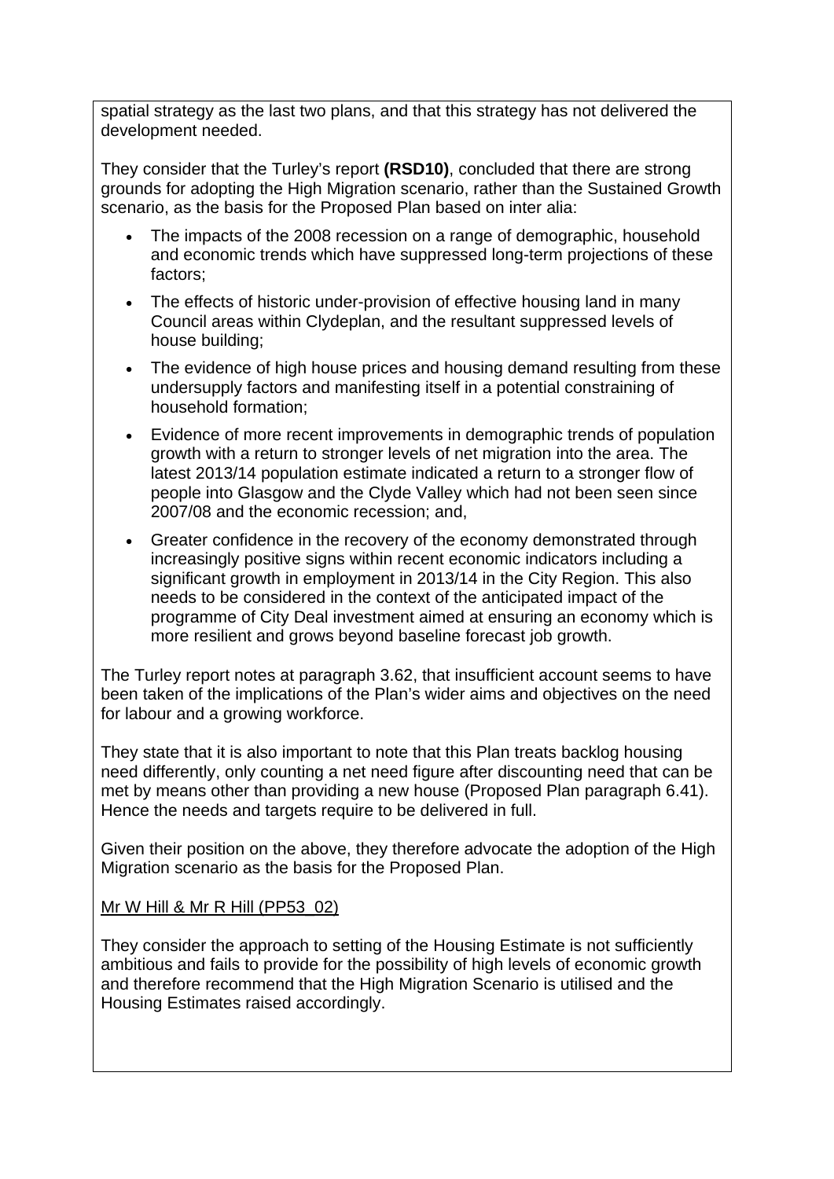spatial strategy as the last two plans, and that this strategy has not delivered the development needed.

They consider that the Turley's report **(RSD10)**, concluded that there are strong grounds for adopting the High Migration scenario, rather than the Sustained Growth scenario, as the basis for the Proposed Plan based on inter alia:

- The impacts of the 2008 recession on a range of demographic, household and economic trends which have suppressed long-term projections of these factors;
- The effects of historic under-provision of effective housing land in many Council areas within Clydeplan, and the resultant suppressed levels of house building;
- The evidence of high house prices and housing demand resulting from these undersupply factors and manifesting itself in a potential constraining of household formation;
- Evidence of more recent improvements in demographic trends of population growth with a return to stronger levels of net migration into the area. The latest 2013/14 population estimate indicated a return to a stronger flow of people into Glasgow and the Clyde Valley which had not been seen since 2007/08 and the economic recession; and,
- Greater confidence in the recovery of the economy demonstrated through increasingly positive signs within recent economic indicators including a significant growth in employment in 2013/14 in the City Region. This also needs to be considered in the context of the anticipated impact of the programme of City Deal investment aimed at ensuring an economy which is more resilient and grows beyond baseline forecast job growth.

The Turley report notes at paragraph 3.62, that insufficient account seems to have been taken of the implications of the Plan's wider aims and objectives on the need for labour and a growing workforce.

They state that it is also important to note that this Plan treats backlog housing need differently, only counting a net need figure after discounting need that can be met by means other than providing a new house (Proposed Plan paragraph 6.41). Hence the needs and targets require to be delivered in full.

Given their position on the above, they therefore advocate the adoption of the High Migration scenario as the basis for the Proposed Plan.

<u>Mr W Hill & Mr R Hill (PP53_02)</u>

They consider the approach to setting of the Housing Estimate is not sufficiently ambitious and fails to provide for the possibility of high levels of economic growth and therefore recommend that the High Migration Scenario is utilised and the Housing Estimates raised accordingly.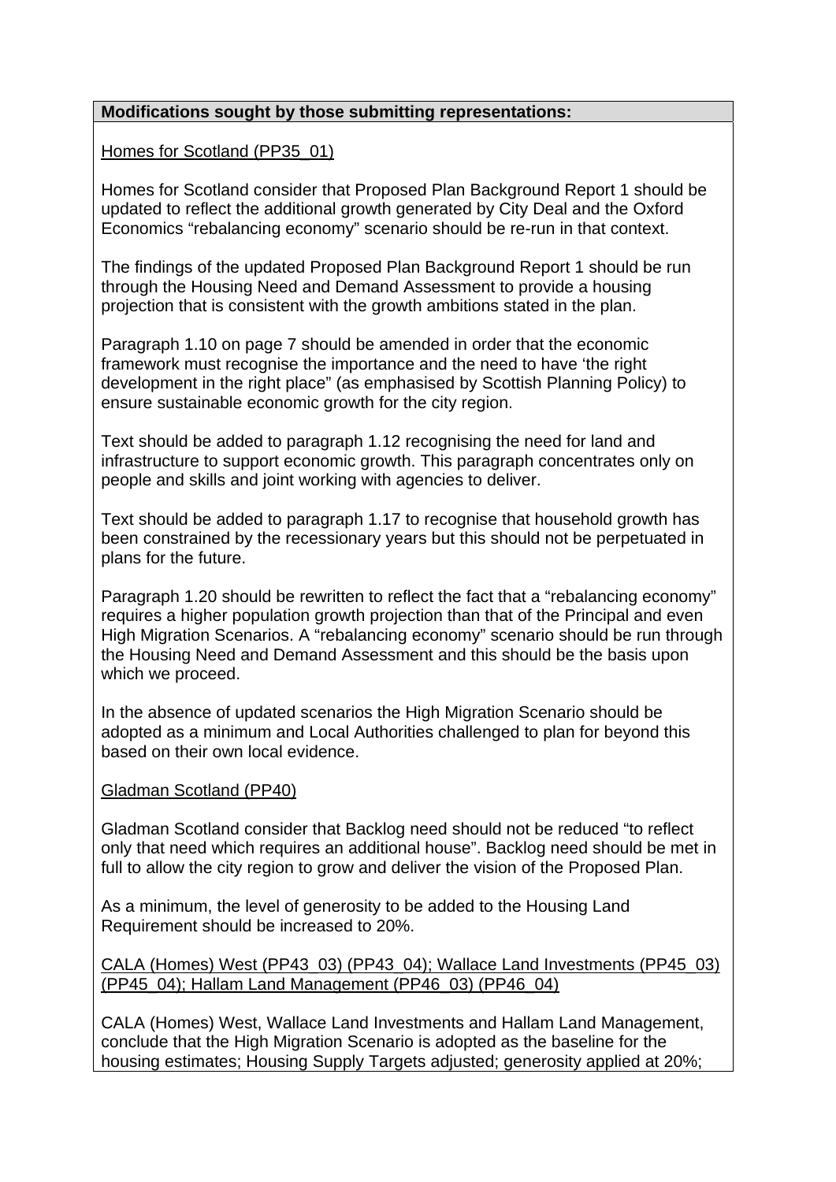**Modifications sought by those submitting representations:**

Homes for Scotland (PP35_01)

Homes for Scotland consider that Proposed Plan Background Report 1 should be updated to reflect the additional growth generated by City Deal and the Oxford Economics "rebalancing economy" scenario should be re-run in that context.

The findings of the updated Proposed Plan Background Report 1 should be run through the Housing Need and Demand Assessment to provide a housing projection that is consistent with the growth ambitions stated in the plan.

Paragraph 1.10 on page 7 should be amended in order that the economic framework must recognise the importance and the need to have 'the right development in the right place" (as emphasised by Scottish Planning Policy) to ensure sustainable economic growth for the city region.

Text should be added to paragraph 1.12 recognising the need for land and infrastructure to support economic growth. This paragraph concentrates only on people and skills and joint working with agencies to deliver.

Text should be added to paragraph 1.17 to recognise that household growth has been constrained by the recessionary years but this should not be perpetuated in plans for the future.

Paragraph 1.20 should be rewritten to reflect the fact that a "rebalancing economy" requires a higher population growth projection than that of the Principal and even High Migration Scenarios. A "rebalancing economy" scenario should be run through the Housing Need and Demand Assessment and this should be the basis upon which we proceed.

In the absence of updated scenarios the High Migration Scenario should be adopted as a minimum and Local Authorities challenged to plan for beyond this based on their own local evidence.

Gladman Scotland (PP40)

Gladman Scotland consider that Backlog need should not be reduced "to reflect only that need which requires an additional house". Backlog need should be met in full to allow the city region to grow and deliver the vision of the Proposed Plan.

As a minimum, the level of generosity to be added to the Housing Land Requirement should be increased to 20%.

CALA (Homes) West (PP43_03) (PP43_04); Wallace Land Investments (PP45_03) (PP45_04); Hallam Land Management (PP46_03) (PP46_04)

CALA (Homes) West, Wallace Land Investments and Hallam Land Management, conclude that the High Migration Scenario is adopted as the baseline for the housing estimates; Housing Supply Targets adjusted; generosity applied at 20%;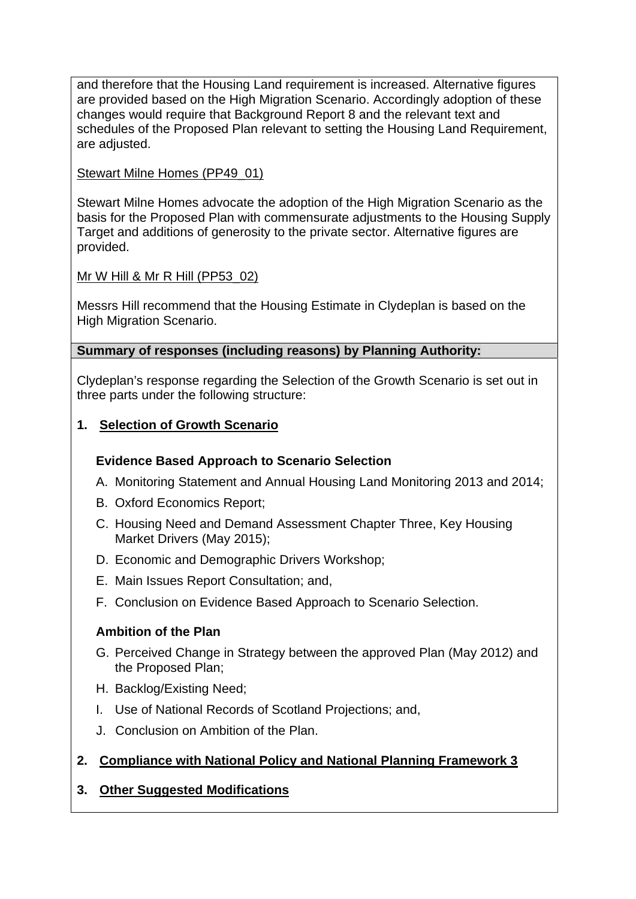and therefore that the Housing Land requirement is increased. Alternative figures are provided based on the High Migration Scenario. Accordingly adoption of these changes would require that Background Report 8 and the relevant text and schedules of the Proposed Plan relevant to setting the Housing Land Requirement, are adjusted.

Stewart Milne Homes (PP49_01)

Stewart Milne Homes advocate the adoption of the High Migration Scenario as the basis for the Proposed Plan with commensurate adjustments to the Housing Supply Target and additions of generosity to the private sector. Alternative figures are provided.

Mr W Hill & Mr R Hill (PP53_02)

Messrs Hill recommend that the Housing Estimate in Clydeplan is based on the High Migration Scenario.

**Summary of responses (including reasons) by Planning Authority:**

Clydeplan's response regarding the Selection of the Growth Scenario is set out in three parts under the following structure:

1. **Selection of Growth Scenario**

   **Evidence Based Approach to Scenario Selection**

   A. Monitoring Statement and Annual Housing Land Monitoring 2013 and 2014;
   B. Oxford Economics Report;
   C. Housing Need and Demand Assessment Chapter Three, Key Housing Market Drivers (May 2015);
   D. Economic and Demographic Drivers Workshop;
   E. Main Issues Report Consultation; and,
   F. Conclusion on Evidence Based Approach to Scenario Selection.

   **Ambition of the Plan**

   G. Perceived Change in Strategy between the approved Plan (May 2012) and the Proposed Plan;
   H. Backlog/Existing Need;
   I. Use of National Records of Scotland Projections; and,
   J. Conclusion on Ambition of the Plan.

2. **Compliance with National Policy and National Planning Framework 3**

3. **Other Suggested Modifications**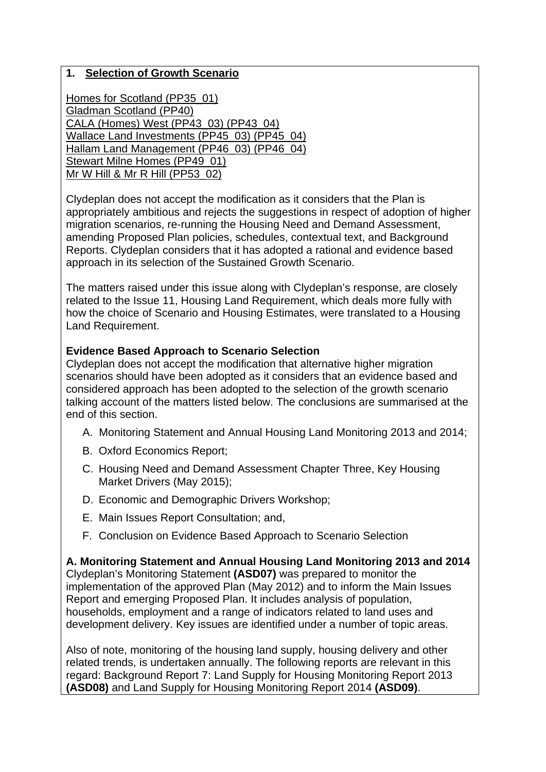## 1. Selection of Growth Scenario

Homes for Scotland (PP35_01)
Gladman Scotland (PP40)
CALA (Homes) West (PP43_03) (PP43_04)
Wallace Land Investments (PP45_03) (PP45_04)
Hallam Land Management (PP46_03) (PP46_04)
Stewart Milne Homes (PP49_01)
Mr W Hill & Mr R Hill (PP53_02)

Clydeplan does not accept the modification as it considers that the Plan is appropriately ambitious and rejects the suggestions in respect of adoption of higher migration scenarios, re-running the Housing Need and Demand Assessment, amending Proposed Plan policies, schedules, contextual text, and Background Reports. Clydeplan considers that it has adopted a rational and evidence based approach in its selection of the Sustained Growth Scenario.

The matters raised under this issue along with Clydeplan's response, are closely related to the Issue 11, Housing Land Requirement, which deals more fully with how the choice of Scenario and Housing Estimates, were translated to a Housing Land Requirement.

**Evidence Based Approach to Scenario Selection**

Clydeplan does not accept the modification that alternative higher migration scenarios should have been adopted as it considers that an evidence based and considered approach has been adopted to the selection of the growth scenario talking account of the matters listed below. The conclusions are summarised at the end of this section.

A. Monitoring Statement and Annual Housing Land Monitoring 2013 and 2014;
B. Oxford Economics Report;
C. Housing Need and Demand Assessment Chapter Three, Key Housing Market Drivers (May 2015);
D. Economic and Demographic Drivers Workshop;
E. Main Issues Report Consultation; and,
F. Conclusion on Evidence Based Approach to Scenario Selection

**A. Monitoring Statement and Annual Housing Land Monitoring 2013 and 2014**

Clydeplan's Monitoring Statement **(ASD07)** was prepared to monitor the implementation of the approved Plan (May 2012) and to inform the Main Issues Report and emerging Proposed Plan. It includes analysis of population, households, employment and a range of indicators related to land uses and development delivery. Key issues are identified under a number of topic areas.

Also of note, monitoring of the housing land supply, housing delivery and other related trends, is undertaken annually. The following reports are relevant in this regard: Background Report 7: Land Supply for Housing Monitoring Report 2013 **(ASD08)** and Land Supply for Housing Monitoring Report 2014 **(ASD09)**.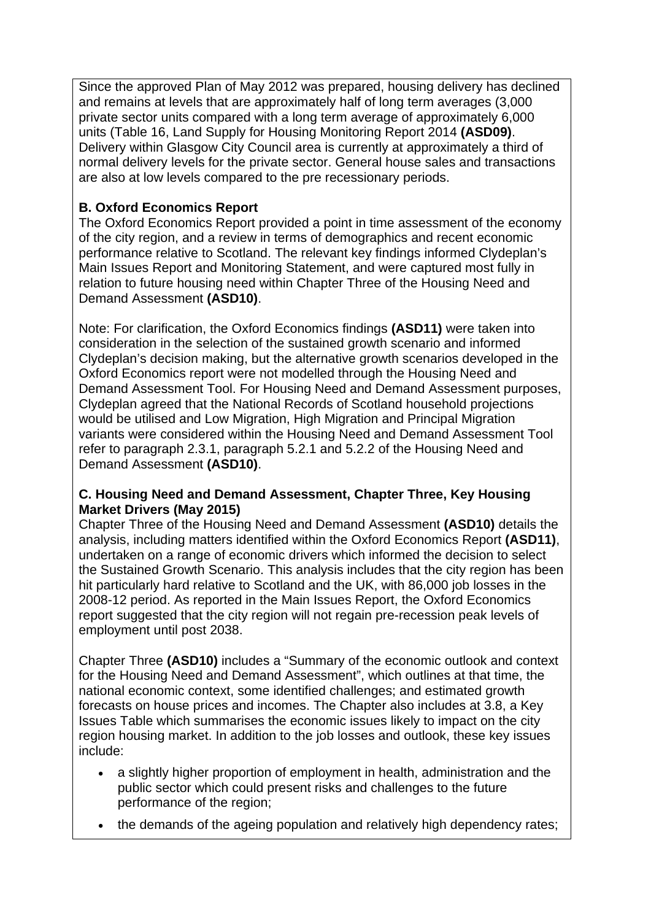Since the approved Plan of May 2012 was prepared, housing delivery has declined and remains at levels that are approximately half of long term averages (3,000 private sector units compared with a long term average of approximately 6,000 units (Table 16, Land Supply for Housing Monitoring Report 2014 **(ASD09)**. Delivery within Glasgow City Council area is currently at approximately a third of normal delivery levels for the private sector. General house sales and transactions are also at low levels compared to the pre recessionary periods.

**B. Oxford Economics Report**

The Oxford Economics Report provided a point in time assessment of the economy of the city region, and a review in terms of demographics and recent economic performance relative to Scotland. The relevant key findings informed Clydeplan's Main Issues Report and Monitoring Statement, and were captured most fully in relation to future housing need within Chapter Three of the Housing Need and Demand Assessment **(ASD10)**.

Note: For clarification, the Oxford Economics findings **(ASD11)** were taken into consideration in the selection of the sustained growth scenario and informed Clydeplan's decision making, but the alternative growth scenarios developed in the Oxford Economics report were not modelled through the Housing Need and Demand Assessment Tool. For Housing Need and Demand Assessment purposes, Clydeplan agreed that the National Records of Scotland household projections would be utilised and Low Migration, High Migration and Principal Migration variants were considered within the Housing Need and Demand Assessment Tool refer to paragraph 2.3.1, paragraph 5.2.1 and 5.2.2 of the Housing Need and Demand Assessment **(ASD10)**.

**C. Housing Need and Demand Assessment, Chapter Three, Key Housing Market Drivers (May 2015)**

Chapter Three of the Housing Need and Demand Assessment **(ASD10)** details the analysis, including matters identified within the Oxford Economics Report **(ASD11)**, undertaken on a range of economic drivers which informed the decision to select the Sustained Growth Scenario. This analysis includes that the city region has been hit particularly hard relative to Scotland and the UK, with 86,000 job losses in the 2008-12 period. As reported in the Main Issues Report, the Oxford Economics report suggested that the city region will not regain pre-recession peak levels of employment until post 2038.

Chapter Three **(ASD10)** includes a "Summary of the economic outlook and context for the Housing Need and Demand Assessment", which outlines at that time, the national economic context, some identified challenges; and estimated growth forecasts on house prices and incomes. The Chapter also includes at 3.8, a Key Issues Table which summarises the economic issues likely to impact on the city region housing market. In addition to the job losses and outlook, these key issues include:

- a slightly higher proportion of employment in health, administration and the public sector which could present risks and challenges to the future performance of the region;
- the demands of the ageing population and relatively high dependency rates;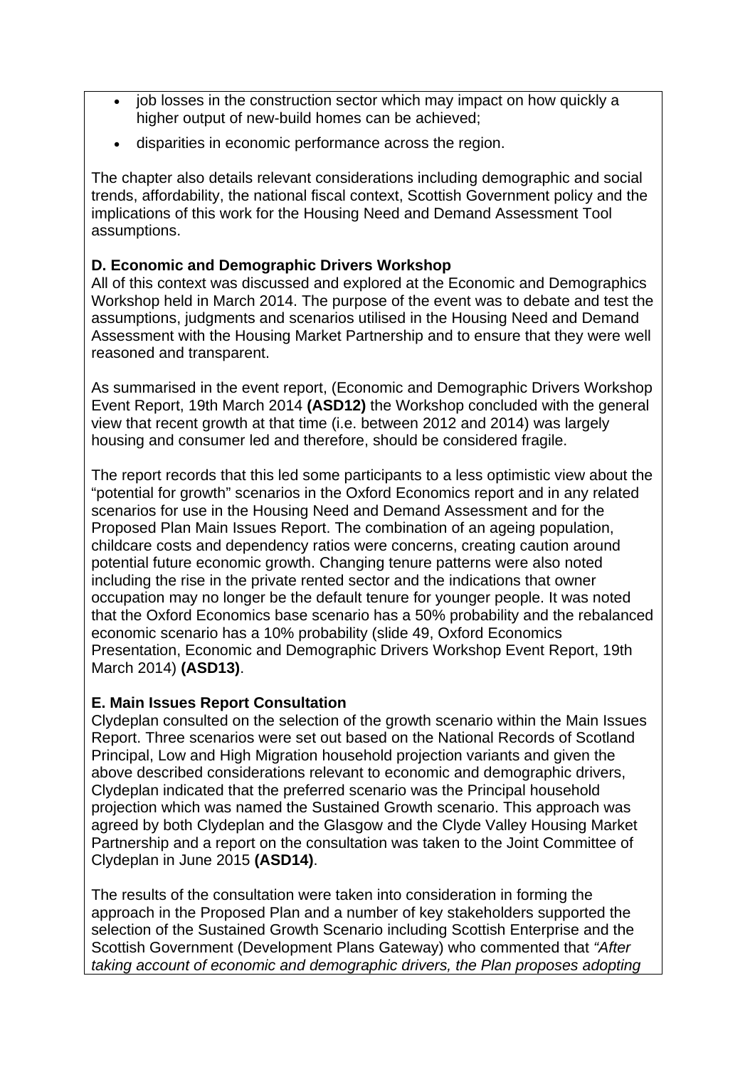- job losses in the construction sector which may impact on how quickly a higher output of new-build homes can be achieved;
- disparities in economic performance across the region.

The chapter also details relevant considerations including demographic and social trends, affordability, the national fiscal context, Scottish Government policy and the implications of this work for the Housing Need and Demand Assessment Tool assumptions.

**D. Economic and Demographic Drivers Workshop**

All of this context was discussed and explored at the Economic and Demographics Workshop held in March 2014. The purpose of the event was to debate and test the assumptions, judgments and scenarios utilised in the Housing Need and Demand Assessment with the Housing Market Partnership and to ensure that they were well reasoned and transparent.

As summarised in the event report, (Economic and Demographic Drivers Workshop Event Report, 19th March 2014 **(ASD12)** the Workshop concluded with the general view that recent growth at that time (i.e. between 2012 and 2014) was largely housing and consumer led and therefore, should be considered fragile.

The report records that this led some participants to a less optimistic view about the "potential for growth" scenarios in the Oxford Economics report and in any related scenarios for use in the Housing Need and Demand Assessment and for the Proposed Plan Main Issues Report. The combination of an ageing population, childcare costs and dependency ratios were concerns, creating caution around potential future economic growth. Changing tenure patterns were also noted including the rise in the private rented sector and the indications that owner occupation may no longer be the default tenure for younger people. It was noted that the Oxford Economics base scenario has a 50% probability and the rebalanced economic scenario has a 10% probability (slide 49, Oxford Economics Presentation, Economic and Demographic Drivers Workshop Event Report, 19th March 2014) **(ASD13)**.

**E. Main Issues Report Consultation**

Clydeplan consulted on the selection of the growth scenario within the Main Issues Report. Three scenarios were set out based on the National Records of Scotland Principal, Low and High Migration household projection variants and given the above described considerations relevant to economic and demographic drivers, Clydeplan indicated that the preferred scenario was the Principal household projection which was named the Sustained Growth scenario. This approach was agreed by both Clydeplan and the Glasgow and the Clyde Valley Housing Market Partnership and a report on the consultation was taken to the Joint Committee of Clydeplan in June 2015 **(ASD14)**.

The results of the consultation were taken into consideration in forming the approach in the Proposed Plan and a number of key stakeholders supported the selection of the Sustained Growth Scenario including Scottish Enterprise and the Scottish Government (Development Plans Gateway) who commented that *"After taking account of economic and demographic drivers, the Plan proposes adopting*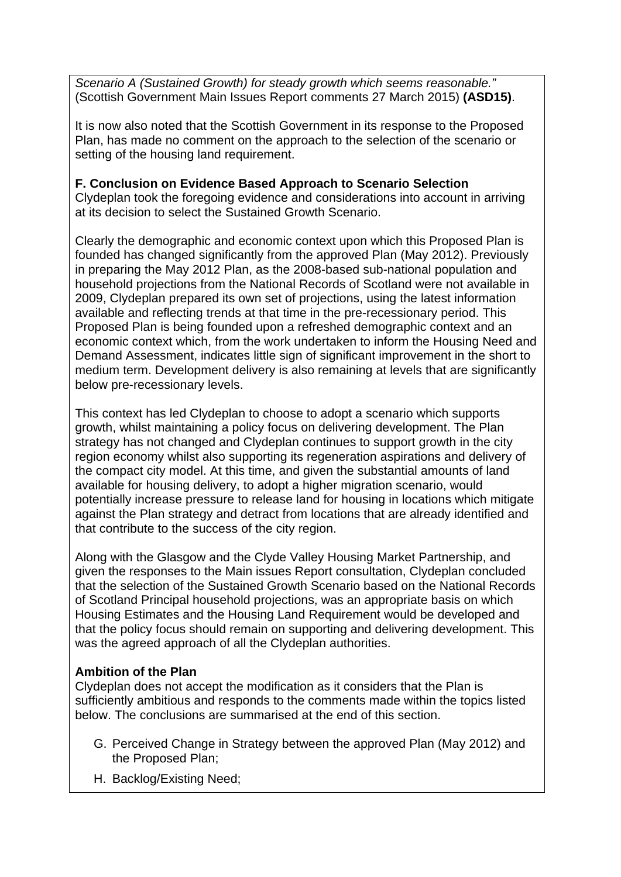*Scenario A (Sustained Growth) for steady growth which seems reasonable."* (Scottish Government Main Issues Report comments 27 March 2015) **(ASD15)**.

It is now also noted that the Scottish Government in its response to the Proposed Plan, has made no comment on the approach to the selection of the scenario or setting of the housing land requirement.

**F. Conclusion on Evidence Based Approach to Scenario Selection**
Clydeplan took the foregoing evidence and considerations into account in arriving at its decision to select the Sustained Growth Scenario.

Clearly the demographic and economic context upon which this Proposed Plan is founded has changed significantly from the approved Plan (May 2012). Previously in preparing the May 2012 Plan, as the 2008-based sub-national population and household projections from the National Records of Scotland were not available in 2009, Clydeplan prepared its own set of projections, using the latest information available and reflecting trends at that time in the pre-recessionary period. This Proposed Plan is being founded upon a refreshed demographic context and an economic context which, from the work undertaken to inform the Housing Need and Demand Assessment, indicates little sign of significant improvement in the short to medium term. Development delivery is also remaining at levels that are significantly below pre-recessionary levels.

This context has led Clydeplan to choose to adopt a scenario which supports growth, whilst maintaining a policy focus on delivering development. The Plan strategy has not changed and Clydeplan continues to support growth in the city region economy whilst also supporting its regeneration aspirations and delivery of the compact city model. At this time, and given the substantial amounts of land available for housing delivery, to adopt a higher migration scenario, would potentially increase pressure to release land for housing in locations which mitigate against the Plan strategy and detract from locations that are already identified and that contribute to the success of the city region.

Along with the Glasgow and the Clyde Valley Housing Market Partnership, and given the responses to the Main issues Report consultation, Clydeplan concluded that the selection of the Sustained Growth Scenario based on the National Records of Scotland Principal household projections, was an appropriate basis on which Housing Estimates and the Housing Land Requirement would be developed and that the policy focus should remain on supporting and delivering development. This was the agreed approach of all the Clydeplan authorities.

**Ambition of the Plan**
Clydeplan does not accept the modification as it considers that the Plan is sufficiently ambitious and responds to the comments made within the topics listed below. The conclusions are summarised at the end of this section.

G. Perceived Change in Strategy between the approved Plan (May 2012) and the Proposed Plan;

H. Backlog/Existing Need;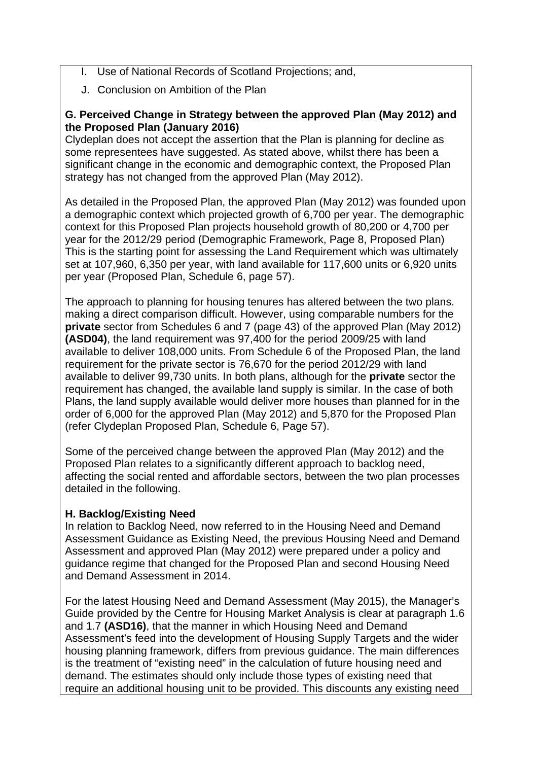I. Use of National Records of Scotland Projections; and,

J. Conclusion on Ambition of the Plan

**G. Perceived Change in Strategy between the approved Plan (May 2012) and the Proposed Plan (January 2016)**

Clydeplan does not accept the assertion that the Plan is planning for decline as some representees have suggested. As stated above, whilst there has been a significant change in the economic and demographic context, the Proposed Plan strategy has not changed from the approved Plan (May 2012).

As detailed in the Proposed Plan, the approved Plan (May 2012) was founded upon a demographic context which projected growth of 6,700 per year. The demographic context for this Proposed Plan projects household growth of 80,200 or 4,700 per year for the 2012/29 period (Demographic Framework, Page 8, Proposed Plan) This is the starting point for assessing the Land Requirement which was ultimately set at 107,960, 6,350 per year, with land available for 117,600 units or 6,920 units per year (Proposed Plan, Schedule 6, page 57).

The approach to planning for housing tenures has altered between the two plans. making a direct comparison difficult. However, using comparable numbers for the **private** sector from Schedules 6 and 7 (page 43) of the approved Plan (May 2012) **(ASD04)**, the land requirement was 97,400 for the period 2009/25 with land available to deliver 108,000 units. From Schedule 6 of the Proposed Plan, the land requirement for the private sector is 76,670 for the period 2012/29 with land available to deliver 99,730 units. In both plans, although for the **private** sector the requirement has changed, the available land supply is similar. In the case of both Plans, the land supply available would deliver more houses than planned for in the order of 6,000 for the approved Plan (May 2012) and 5,870 for the Proposed Plan (refer Clydeplan Proposed Plan, Schedule 6, Page 57).

Some of the perceived change between the approved Plan (May 2012) and the Proposed Plan relates to a significantly different approach to backlog need, affecting the social rented and affordable sectors, between the two plan processes detailed in the following.

**H. Backlog/Existing Need**

In relation to Backlog Need, now referred to in the Housing Need and Demand Assessment Guidance as Existing Need, the previous Housing Need and Demand Assessment and approved Plan (May 2012) were prepared under a policy and guidance regime that changed for the Proposed Plan and second Housing Need and Demand Assessment in 2014.

For the latest Housing Need and Demand Assessment (May 2015), the Manager's Guide provided by the Centre for Housing Market Analysis is clear at paragraph 1.6 and 1.7 **(ASD16)**, that the manner in which Housing Need and Demand Assessment's feed into the development of Housing Supply Targets and the wider housing planning framework, differs from previous guidance. The main differences is the treatment of "existing need" in the calculation of future housing need and demand. The estimates should only include those types of existing need that require an additional housing unit to be provided. This discounts any existing need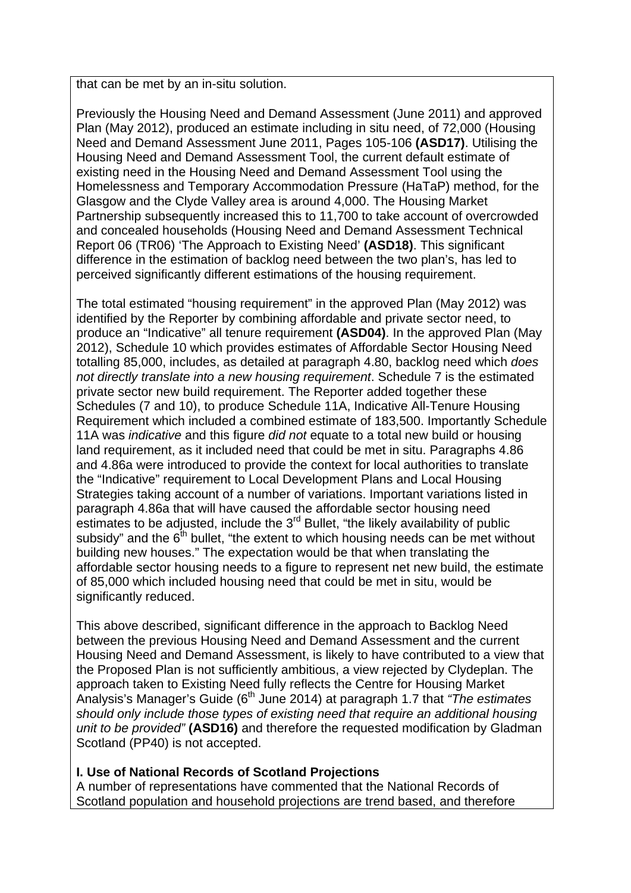that can be met by an in-situ solution.

Previously the Housing Need and Demand Assessment (June 2011) and approved Plan (May 2012), produced an estimate including in situ need, of 72,000 (Housing Need and Demand Assessment June 2011, Pages 105-106 **(ASD17)**. Utilising the Housing Need and Demand Assessment Tool, the current default estimate of existing need in the Housing Need and Demand Assessment Tool using the Homelessness and Temporary Accommodation Pressure (HaTaP) method, for the Glasgow and the Clyde Valley area is around 4,000. The Housing Market Partnership subsequently increased this to 11,700 to take account of overcrowded and concealed households (Housing Need and Demand Assessment Technical Report 06 (TR06) 'The Approach to Existing Need' **(ASD18)**. This significant difference in the estimation of backlog need between the two plan's, has led to perceived significantly different estimations of the housing requirement.

The total estimated "housing requirement" in the approved Plan (May 2012) was identified by the Reporter by combining affordable and private sector need, to produce an "Indicative" all tenure requirement **(ASD04)**. In the approved Plan (May 2012), Schedule 10 which provides estimates of Affordable Sector Housing Need totalling 85,000, includes, as detailed at paragraph 4.80, backlog need which *does not directly translate into a new housing requirement*. Schedule 7 is the estimated private sector new build requirement. The Reporter added together these Schedules (7 and 10), to produce Schedule 11A, Indicative All-Tenure Housing Requirement which included a combined estimate of 183,500. Importantly Schedule 11A was *indicative* and this figure *did not* equate to a total new build or housing land requirement, as it included need that could be met in situ. Paragraphs 4.86 and 4.86a were introduced to provide the context for local authorities to translate the "Indicative" requirement to Local Development Plans and Local Housing Strategies taking account of a number of variations. Important variations listed in paragraph 4.86a that will have caused the affordable sector housing need estimates to be adjusted, include the 3rd Bullet, "the likely availability of public subsidy" and the 6th bullet, "the extent to which housing needs can be met without building new houses." The expectation would be that when translating the affordable sector housing needs to a figure to represent net new build, the estimate of 85,000 which included housing need that could be met in situ, would be significantly reduced.

This above described, significant difference in the approach to Backlog Need between the previous Housing Need and Demand Assessment and the current Housing Need and Demand Assessment, is likely to have contributed to a view that the Proposed Plan is not sufficiently ambitious, a view rejected by Clydeplan. The approach taken to Existing Need fully reflects the Centre for Housing Market Analysis's Manager's Guide (6th June 2014) at paragraph 1.7 that *"The estimates should only include those types of existing need that require an additional housing unit to be provided"* **(ASD16)** and therefore the requested modification by Gladman Scotland (PP40) is not accepted.

**I. Use of National Records of Scotland Projections**

A number of representations have commented that the National Records of Scotland population and household projections are trend based, and therefore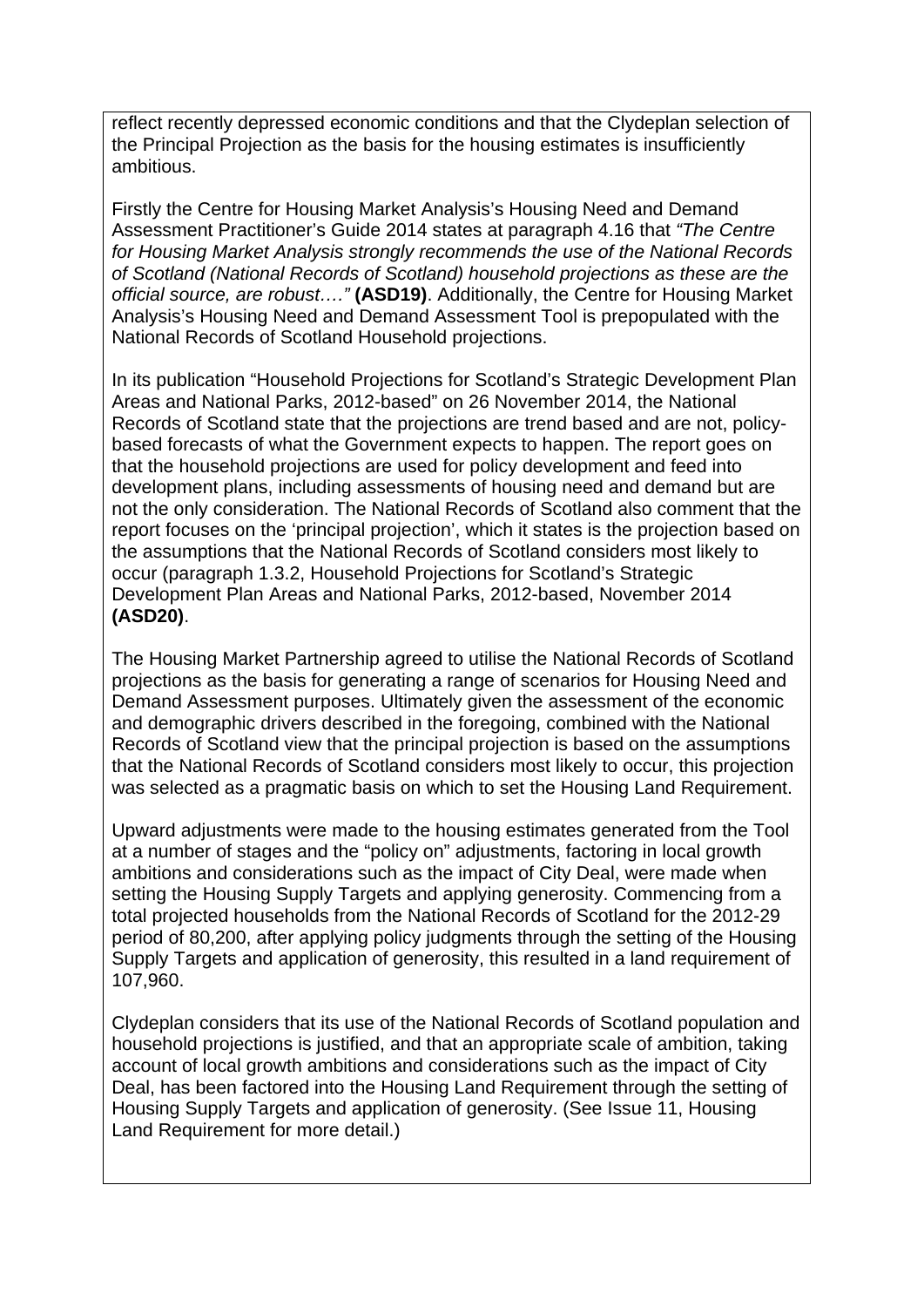reflect recently depressed economic conditions and that the Clydeplan selection of the Principal Projection as the basis for the housing estimates is insufficiently ambitious.

Firstly the Centre for Housing Market Analysis's Housing Need and Demand Assessment Practitioner's Guide 2014 states at paragraph 4.16 that *"The Centre for Housing Market Analysis strongly recommends the use of the National Records of Scotland (National Records of Scotland) household projections as these are the official source, are robust…."* **(ASD19)**. Additionally, the Centre for Housing Market Analysis's Housing Need and Demand Assessment Tool is prepopulated with the National Records of Scotland Household projections.

In its publication "Household Projections for Scotland's Strategic Development Plan Areas and National Parks, 2012-based" on 26 November 2014, the National Records of Scotland state that the projections are trend based and are not, policy-based forecasts of what the Government expects to happen. The report goes on that the household projections are used for policy development and feed into development plans, including assessments of housing need and demand but are not the only consideration. The National Records of Scotland also comment that the report focuses on the 'principal projection', which it states is the projection based on the assumptions that the National Records of Scotland considers most likely to occur (paragraph 1.3.2, Household Projections for Scotland's Strategic Development Plan Areas and National Parks, 2012-based, November 2014 **(ASD20)**.

The Housing Market Partnership agreed to utilise the National Records of Scotland projections as the basis for generating a range of scenarios for Housing Need and Demand Assessment purposes. Ultimately given the assessment of the economic and demographic drivers described in the foregoing, combined with the National Records of Scotland view that the principal projection is based on the assumptions that the National Records of Scotland considers most likely to occur, this projection was selected as a pragmatic basis on which to set the Housing Land Requirement.

Upward adjustments were made to the housing estimates generated from the Tool at a number of stages and the "policy on" adjustments, factoring in local growth ambitions and considerations such as the impact of City Deal, were made when setting the Housing Supply Targets and applying generosity. Commencing from a total projected households from the National Records of Scotland for the 2012-29 period of 80,200, after applying policy judgments through the setting of the Housing Supply Targets and application of generosity, this resulted in a land requirement of 107,960.

Clydeplan considers that its use of the National Records of Scotland population and household projections is justified, and that an appropriate scale of ambition, taking account of local growth ambitions and considerations such as the impact of City Deal, has been factored into the Housing Land Requirement through the setting of Housing Supply Targets and application of generosity. (See Issue 11, Housing Land Requirement for more detail.)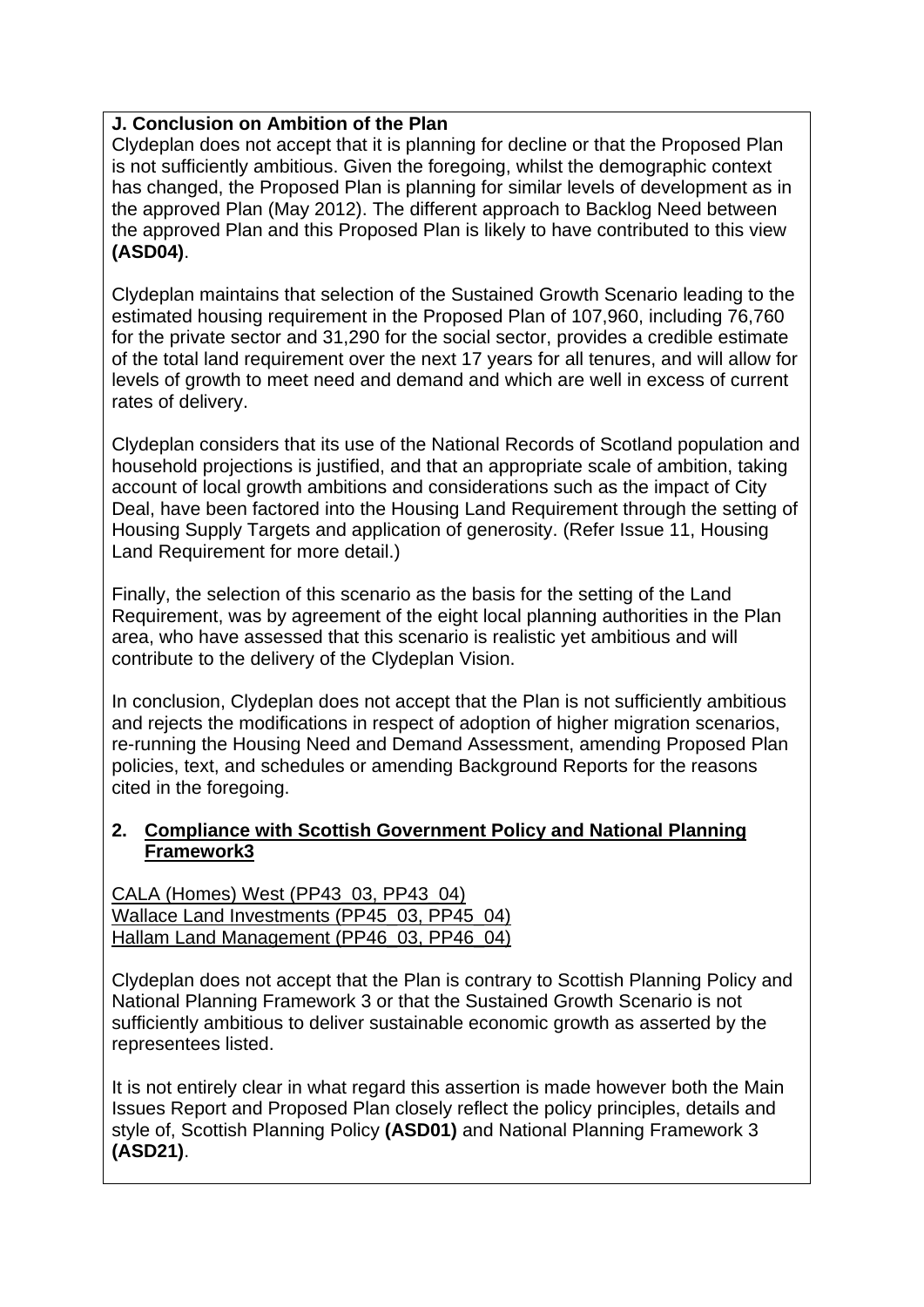**J. Conclusion on Ambition of the Plan**

Clydeplan does not accept that it is planning for decline or that the Proposed Plan is not sufficiently ambitious. Given the foregoing, whilst the demographic context has changed, the Proposed Plan is planning for similar levels of development as in the approved Plan (May 2012). The different approach to Backlog Need between the approved Plan and this Proposed Plan is likely to have contributed to this view **(ASD04)**.

Clydeplan maintains that selection of the Sustained Growth Scenario leading to the estimated housing requirement in the Proposed Plan of 107,960, including 76,760 for the private sector and 31,290 for the social sector, provides a credible estimate of the total land requirement over the next 17 years for all tenures, and will allow for levels of growth to meet need and demand and which are well in excess of current rates of delivery.

Clydeplan considers that its use of the National Records of Scotland population and household projections is justified, and that an appropriate scale of ambition, taking account of local growth ambitions and considerations such as the impact of City Deal, have been factored into the Housing Land Requirement through the setting of Housing Supply Targets and application of generosity. (Refer Issue 11, Housing Land Requirement for more detail.)

Finally, the selection of this scenario as the basis for the setting of the Land Requirement, was by agreement of the eight local planning authorities in the Plan area, who have assessed that this scenario is realistic yet ambitious and will contribute to the delivery of the Clydeplan Vision.

In conclusion, Clydeplan does not accept that the Plan is not sufficiently ambitious and rejects the modifications in respect of adoption of higher migration scenarios, re-running the Housing Need and Demand Assessment, amending Proposed Plan policies, text, and schedules or amending Background Reports for the reasons cited in the foregoing.

**2. Compliance with Scottish Government Policy and National Planning Framework3**

CALA (Homes) West (PP43_03, PP43_04)
Wallace Land Investments (PP45_03, PP45_04)
Hallam Land Management (PP46_03, PP46_04)

Clydeplan does not accept that the Plan is contrary to Scottish Planning Policy and National Planning Framework 3 or that the Sustained Growth Scenario is not sufficiently ambitious to deliver sustainable economic growth as asserted by the representees listed.

It is not entirely clear in what regard this assertion is made however both the Main Issues Report and Proposed Plan closely reflect the policy principles, details and style of, Scottish Planning Policy **(ASD01)** and National Planning Framework 3 **(ASD21)**.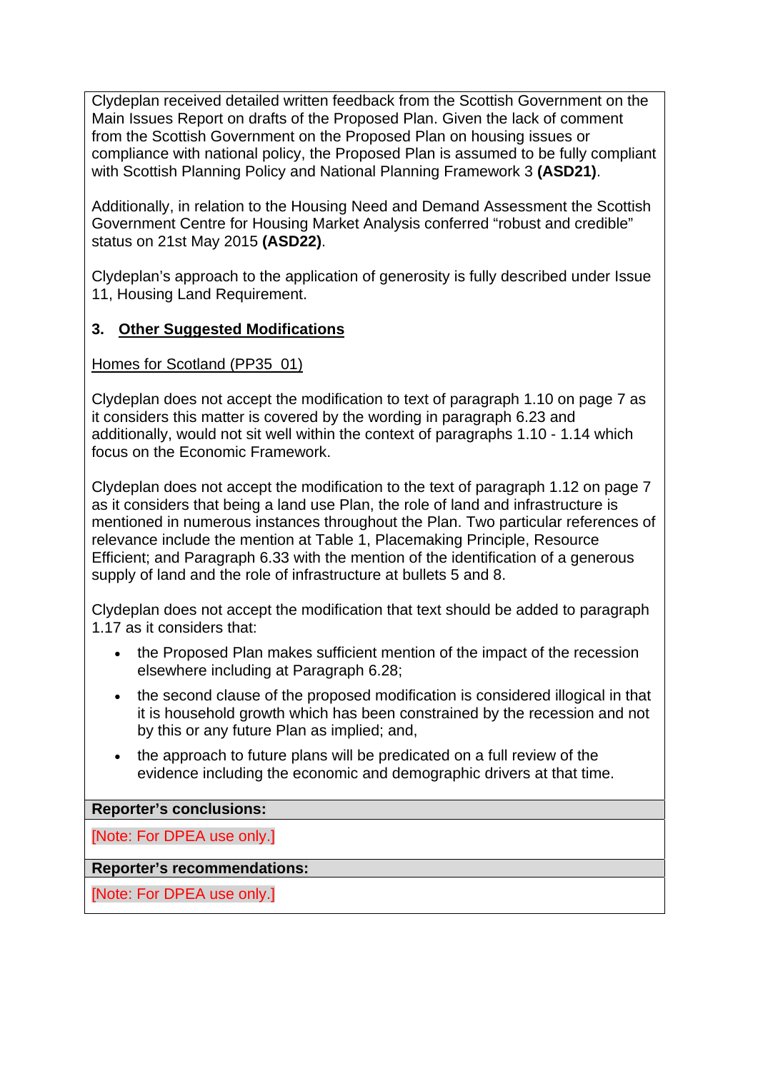Clydeplan received detailed written feedback from the Scottish Government on the Main Issues Report on drafts of the Proposed Plan. Given the lack of comment from the Scottish Government on the Proposed Plan on housing issues or compliance with national policy, the Proposed Plan is assumed to be fully compliant with Scottish Planning Policy and National Planning Framework 3 **(ASD21)**.

Additionally, in relation to the Housing Need and Demand Assessment the Scottish Government Centre for Housing Market Analysis conferred "robust and credible" status on 21st May 2015 **(ASD22)**.

Clydeplan's approach to the application of generosity is fully described under Issue 11, Housing Land Requirement.

**3. <u>Other Suggested Modifications</u>**

<u>Homes for Scotland (PP35_01)</u>

Clydeplan does not accept the modification to text of paragraph 1.10 on page 7 as it considers this matter is covered by the wording in paragraph 6.23 and additionally, would not sit well within the context of paragraphs 1.10 - 1.14 which focus on the Economic Framework.

Clydeplan does not accept the modification to the text of paragraph 1.12 on page 7 as it considers that being a land use Plan, the role of land and infrastructure is mentioned in numerous instances throughout the Plan. Two particular references of relevance include the mention at Table 1, Placemaking Principle, Resource Efficient; and Paragraph 6.33 with the mention of the identification of a generous supply of land and the role of infrastructure at bullets 5 and 8.

Clydeplan does not accept the modification that text should be added to paragraph 1.17 as it considers that:

- the Proposed Plan makes sufficient mention of the impact of the recession elsewhere including at Paragraph 6.28;
- the second clause of the proposed modification is considered illogical in that it is household growth which has been constrained by the recession and not by this or any future Plan as implied; and,
- the approach to future plans will be predicated on a full review of the evidence including the economic and demographic drivers at that time.

**Reporter's conclusions:**

[Note: For DPEA use only.]

**Reporter's recommendations:**

[Note: For DPEA use only.]